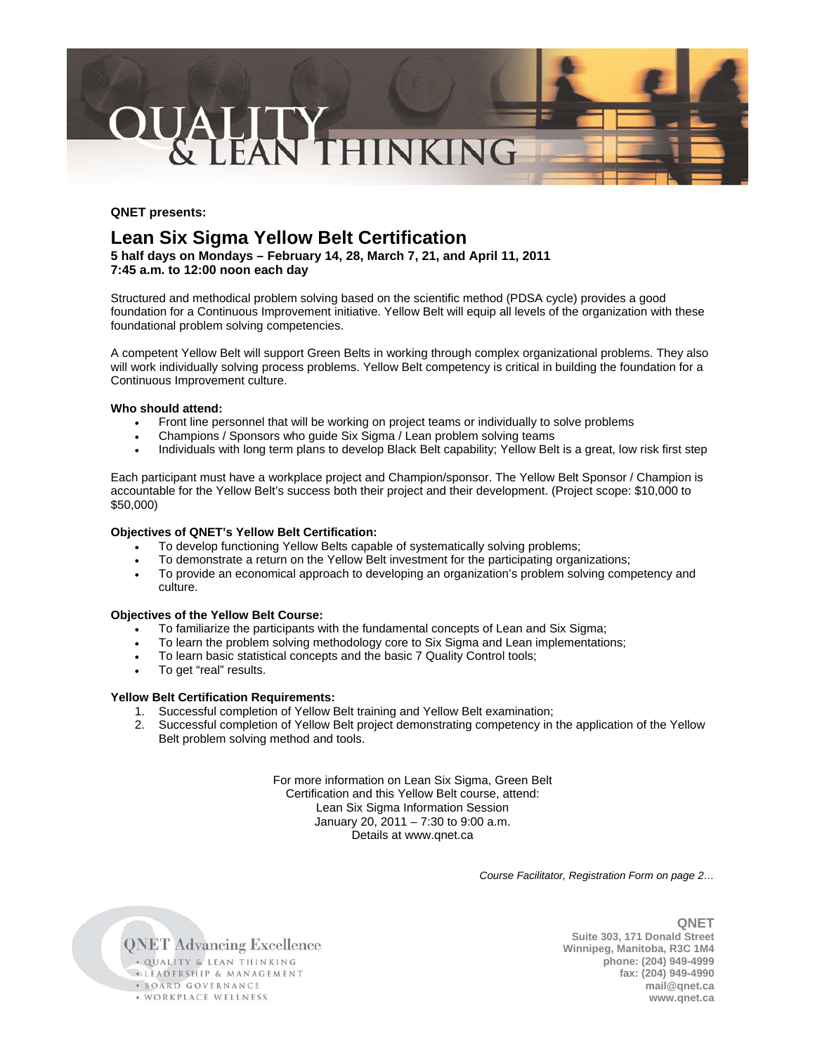# QUALITY & LEAN THINKING

**QNET presents:**

## Lean Six Sigma Yellow Belt Certification

**5 half days on Mondays – February 14, 28, March 7, 21, and April 11, 2011**
**7:45 a.m. to 12:00 noon each day**

Structured and methodical problem solving based on the scientific method (PDSA cycle) provides a good foundation for a Continuous Improvement initiative. Yellow Belt will equip all levels of the organization with these foundational problem solving competencies.

A competent Yellow Belt will support Green Belts in working through complex organizational problems. They also will work individually solving process problems. Yellow Belt competency is critical in building the foundation for a Continuous Improvement culture.

**Who should attend:**

- Front line personnel that will be working on project teams or individually to solve problems
- Champions / Sponsors who guide Six Sigma / Lean problem solving teams
- Individuals with long term plans to develop Black Belt capability; Yellow Belt is a great, low risk first step

Each participant must have a workplace project and Champion/sponsor. The Yellow Belt Sponsor / Champion is accountable for the Yellow Belt's success both their project and their development. (Project scope: $10,000 to $50,000)

**Objectives of QNET's Yellow Belt Certification:**

- To develop functioning Yellow Belts capable of systematically solving problems;
- To demonstrate a return on the Yellow Belt investment for the participating organizations;
- To provide an economical approach to developing an organization's problem solving competency and culture.

**Objectives of the Yellow Belt Course:**

- To familiarize the participants with the fundamental concepts of Lean and Six Sigma;
- To learn the problem solving methodology core to Six Sigma and Lean implementations;
- To learn basic statistical concepts and the basic 7 Quality Control tools;
- To get "real" results.

**Yellow Belt Certification Requirements:**

1. Successful completion of Yellow Belt training and Yellow Belt examination;
2. Successful completion of Yellow Belt project demonstrating competency in the application of the Yellow Belt problem solving method and tools.

For more information on Lean Six Sigma, Green Belt Certification and this Yellow Belt course, attend:
Lean Six Sigma Information Session
January 20, 2011 – 7:30 to 9:00 a.m.
Details at www.qnet.ca

*Course Facilitator, Registration Form on page 2…*

QNET Advancing Excellence
- QUALITY & LEAN THINKING
- LEADERSHIP & MANAGEMENT
- BOARD GOVERNANCE
- WORKPLACE WELLNESS

**QNET**
**Suite 303, 171 Donald Street**
**Winnipeg, Manitoba, R3C 1M4**
**phone: (204) 949-4999**
**fax: (204) 949-4990**
**mail@qnet.ca**
**www.qnet.ca**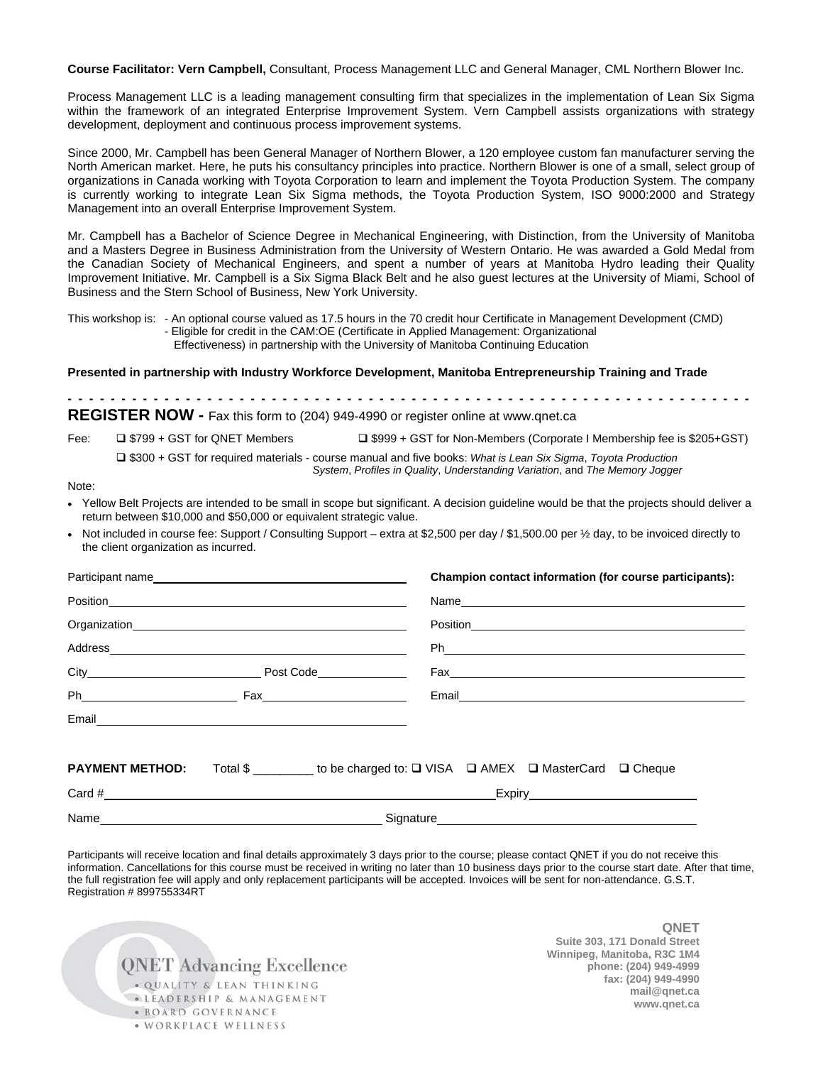**Course Facilitator: Vern Campbell,** Consultant, Process Management LLC and General Manager, CML Northern Blower Inc.

Process Management LLC is a leading management consulting firm that specializes in the implementation of Lean Six Sigma within the framework of an integrated Enterprise Improvement System. Vern Campbell assists organizations with strategy development, deployment and continuous process improvement systems.

Since 2000, Mr. Campbell has been General Manager of Northern Blower, a 120 employee custom fan manufacturer serving the North American market. Here, he puts his consultancy principles into practice. Northern Blower is one of a small, select group of organizations in Canada working with Toyota Corporation to learn and implement the Toyota Production System. The company is currently working to integrate Lean Six Sigma methods, the Toyota Production System, ISO 9000:2000 and Strategy Management into an overall Enterprise Improvement System.

Mr. Campbell has a Bachelor of Science Degree in Mechanical Engineering, with Distinction, from the University of Manitoba and a Masters Degree in Business Administration from the University of Western Ontario. He was awarded a Gold Medal from the Canadian Society of Mechanical Engineers, and spent a number of years at Manitoba Hydro leading their Quality Improvement Initiative. Mr. Campbell is a Six Sigma Black Belt and he also guest lectures at the University of Miami, School of Business and the Stern School of Business, New York University.

This workshop is:
- An optional course valued as 17.5 hours in the 70 credit hour Certificate in Management Development (CMD)
- Eligible for credit in the CAM:OE (Certificate in Applied Management: Organizational Effectiveness) in partnership with the University of Manitoba Continuing Education

**Presented in partnership with Industry Workforce Development, Manitoba Entrepreneurship Training and Trade**

---

## REGISTER NOW - Fax this form to (204) 949-4990 or register online at www.qnet.ca

Fee: ❑ $799 + GST for QNET Members ❑ $999 + GST for Non-Members (Corporate I Membership fee is $205+GST)

❑ $300 + GST for required materials - course manual and five books: *What is Lean Six Sigma*, *Toyota Production System*, *Profiles in Quality*, *Understanding Variation*, and *The Memory Jogger*

Note:

- Yellow Belt Projects are intended to be small in scope but significant. A decision guideline would be that the projects should deliver a return between $10,000 and $50,000 or equivalent strategic value.
- Not included in course fee: Support / Consulting Support – extra at $2,500 per day / $1,500.00 per ½ day, to be invoiced directly to the client organization as incurred.

Participant name ______________________

Position ______________________

Organization ______________________

Address ______________________

City ______________ Post Code ______________

Ph ______________ Fax ______________

Email ______________________

**Champion contact information (for course participants):**

Name ______________________

Position ______________________

Ph ______________________

Fax ______________________

Email ______________________

**PAYMENT METHOD:** Total $ _________ to be charged to: ❑ VISA ❑ AMEX ❑ MasterCard ❑ Cheque

Card # ______________________ Expiry ______________

Name ______________________ Signature ______________________

Participants will receive location and final details approximately 3 days prior to the course; please contact QNET if you do not receive this information. Cancellations for this course must be received in writing no later than 10 business days prior to the course start date. After that time, the full registration fee will apply and only replacement participants will be accepted. Invoices will be sent for non-attendance. G.S.T. Registration # 899755334RT

QNET Advancing Excellence
- QUALITY & LEAN THINKING
- LEADERSHIP & MANAGEMENT
- BOARD GOVERNANCE
- WORKPLACE WELLNESS

**QNET**
**Suite 303, 171 Donald Street**
**Winnipeg, Manitoba, R3C 1M4**
**phone: (204) 949-4999**
**fax: (204) 949-4990**
**mail@qnet.ca**
**www.qnet.ca**